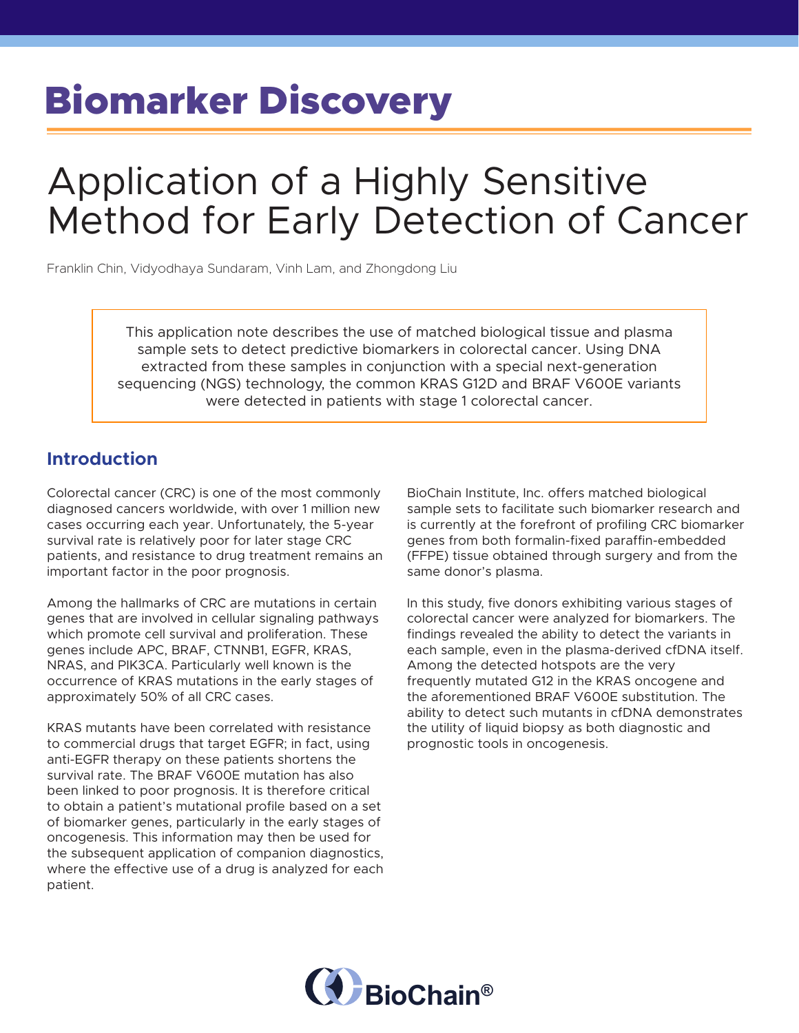# Biomarker Discovery

# Application of a Highly Sensitive Method for Early Detection of Cancer

Franklin Chin, Vidyodhaya Sundaram, Vinh Lam, and Zhongdong Liu

> This application note describes the use of matched biological tissue and plasma sample sets to detect predictive biomarkers in colorectal cancer. Using DNA extracted from these samples in conjunction with a special next-generation sequencing (NGS) technology, the common KRAS G12D and BRAF V600E variants were detected in patients with stage 1 colorectal cancer.

## Introduction

Colorectal cancer (CRC) is one of the most commonly diagnosed cancers worldwide, with over 1 million new cases occurring each year. Unfortunately, the 5-year survival rate is relatively poor for later stage CRC patients, and resistance to drug treatment remains an important factor in the poor prognosis.

Among the hallmarks of CRC are mutations in certain genes that are involved in cellular signaling pathways which promote cell survival and proliferation. These genes include APC, BRAF, CTNNB1, EGFR, KRAS, NRAS, and PIK3CA. Particularly well known is the occurrence of KRAS mutations in the early stages of approximately 50% of all CRC cases.

KRAS mutants have been correlated with resistance to commercial drugs that target EGFR; in fact, using anti-EGFR therapy on these patients shortens the survival rate. The BRAF V600E mutation has also been linked to poor prognosis. It is therefore critical to obtain a patient's mutational profile based on a set of biomarker genes, particularly in the early stages of oncogenesis. This information may then be used for the subsequent application of companion diagnostics, where the effective use of a drug is analyzed for each patient.

BioChain Institute, Inc. offers matched biological sample sets to facilitate such biomarker research and is currently at the forefront of profiling CRC biomarker genes from both formalin-fixed paraffin-embedded (FFPE) tissue obtained through surgery and from the same donor's plasma.

In this study, five donors exhibiting various stages of colorectal cancer were analyzed for biomarkers. The findings revealed the ability to detect the variants in each sample, even in the plasma-derived cfDNA itself. Among the detected hotspots are the very frequently mutated G12 in the KRAS oncogene and the aforementioned BRAF V600E substitution. The ability to detect such mutants in cfDNA demonstrates the utility of liquid biopsy as both diagnostic and prognostic tools in oncogenesis.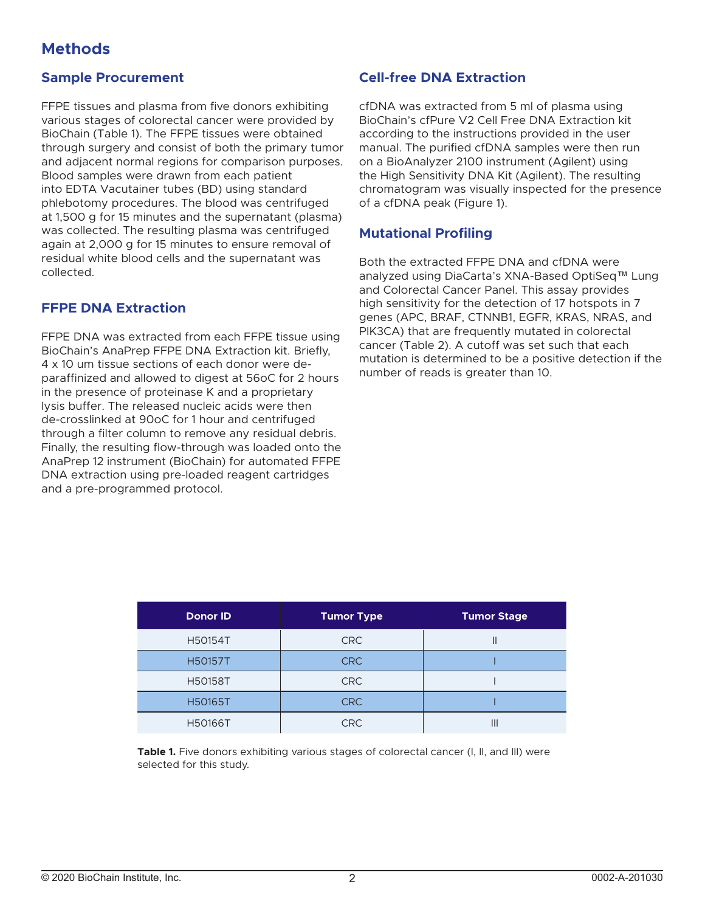# Methods

## Sample Procurement

FFPE tissues and plasma from five donors exhibiting various stages of colorectal cancer were provided by BioChain (Table 1). The FFPE tissues were obtained through surgery and consist of both the primary tumor and adjacent normal regions for comparison purposes. Blood samples were drawn from each patient into EDTA Vacutainer tubes (BD) using standard phlebotomy procedures. The blood was centrifuged at 1,500 g for 15 minutes and the supernatant (plasma) was collected. The resulting plasma was centrifuged again at 2,000 g for 15 minutes to ensure removal of residual white blood cells and the supernatant was collected.

## FFPE DNA Extraction

FFPE DNA was extracted from each FFPE tissue using BioChain's AnaPrep FFPE DNA Extraction kit. Briefly, 4 x 10 um tissue sections of each donor were de-paraffinized and allowed to digest at 56oC for 2 hours in the presence of proteinase K and a proprietary lysis buffer. The released nucleic acids were then de-crosslinked at 90oC for 1 hour and centrifuged through a filter column to remove any residual debris. Finally, the resulting flow-through was loaded onto the AnaPrep 12 instrument (BioChain) for automated FFPE DNA extraction using pre-loaded reagent cartridges and a pre-programmed protocol.

## Cell-free DNA Extraction

cfDNA was extracted from 5 ml of plasma using BioChain's cfPure V2 Cell Free DNA Extraction kit according to the instructions provided in the user manual. The purified cfDNA samples were then run on a BioAnalyzer 2100 instrument (Agilent) using the High Sensitivity DNA Kit (Agilent). The resulting chromatogram was visually inspected for the presence of a cfDNA peak (Figure 1).

## Mutational Profiling

Both the extracted FFPE DNA and cfDNA were analyzed using DiaCarta's XNA-Based OptiSeq™ Lung and Colorectal Cancer Panel. This assay provides high sensitivity for the detection of 17 hotspots in 7 genes (APC, BRAF, CTNNB1, EGFR, KRAS, NRAS, and PIK3CA) that are frequently mutated in colorectal cancer (Table 2). A cutoff was set such that each mutation is determined to be a positive detection if the number of reads is greater than 10.

| Donor ID | Tumor Type | Tumor Stage |
|---|---|---|
| H50154T | CRC | II |
| H50157T | CRC | I |
| H50158T | CRC | I |
| H50165T | CRC | I |
| H50166T | CRC | III |

**Table 1.** Five donors exhibiting various stages of colorectal cancer (I, II, and III) were selected for this study.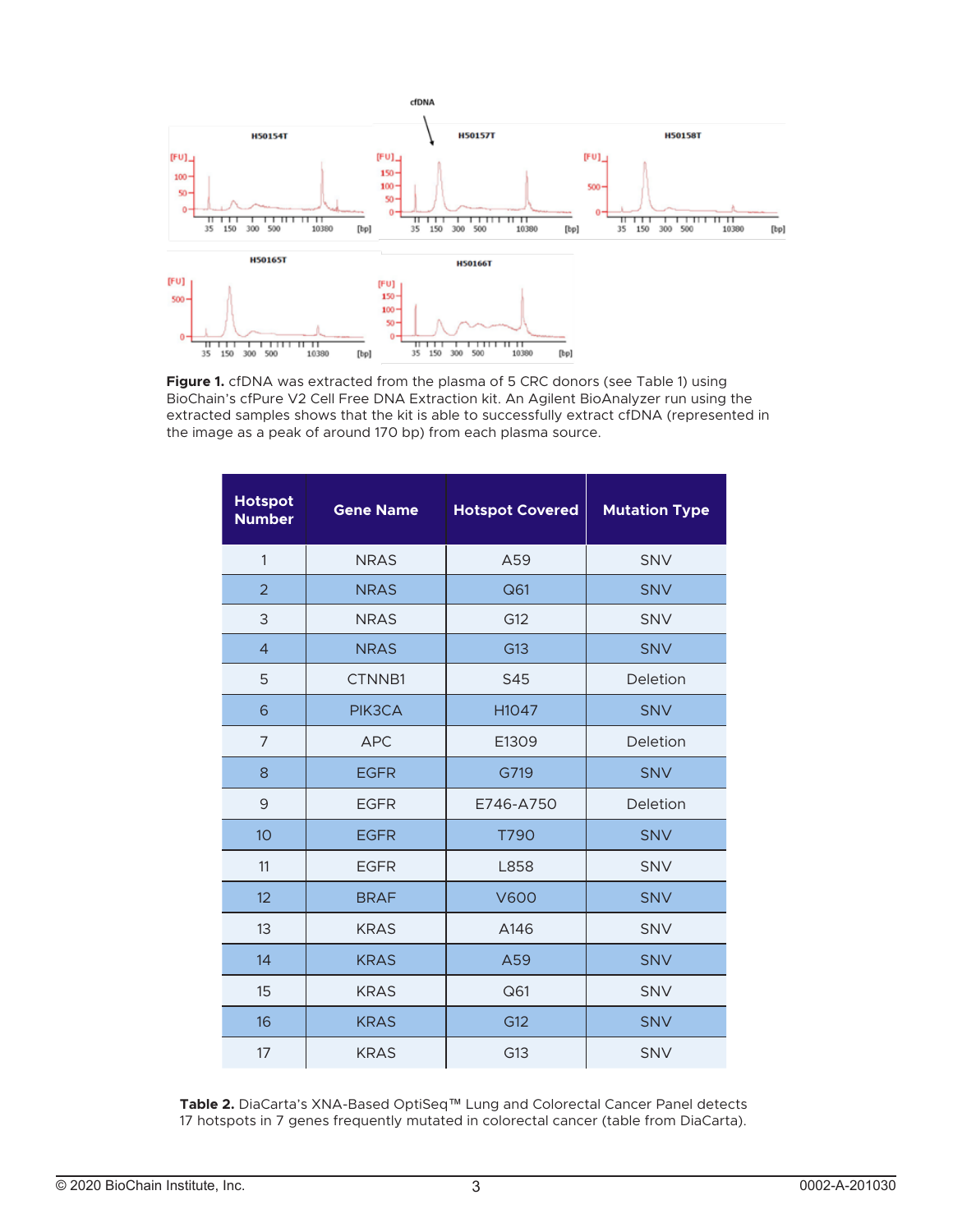**Figure 1.** cfDNA was extracted from the plasma of 5 CRC donors (see Table 1) using BioChain's cfPure V2 Cell Free DNA Extraction kit. An Agilent BioAnalyzer run using the extracted samples shows that the kit is able to successfully extract cfDNA (represented in the image as a peak of around 170 bp) from each plasma source.

| Hotspot Number | Gene Name | Hotspot Covered | Mutation Type |
|---|---|---|---|
| 1 | NRAS | A59 | SNV |
| 2 | NRAS | Q61 | SNV |
| 3 | NRAS | G12 | SNV |
| 4 | NRAS | G13 | SNV |
| 5 | CTNNB1 | S45 | Deletion |
| 6 | PIK3CA | H1047 | SNV |
| 7 | APC | E1309 | Deletion |
| 8 | EGFR | G719 | SNV |
| 9 | EGFR | E746-A750 | Deletion |
| 10 | EGFR | T790 | SNV |
| 11 | EGFR | L858 | SNV |
| 12 | BRAF | V600 | SNV |
| 13 | KRAS | A146 | SNV |
| 14 | KRAS | A59 | SNV |
| 15 | KRAS | Q61 | SNV |
| 16 | KRAS | G12 | SNV |
| 17 | KRAS | G13 | SNV |

**Table 2.** DiaCarta's XNA-Based OptiSeq™ Lung and Colorectal Cancer Panel detects 17 hotspots in 7 genes frequently mutated in colorectal cancer (table from DiaCarta).

© 2020 BioChain Institute, Inc. 0002-A-201030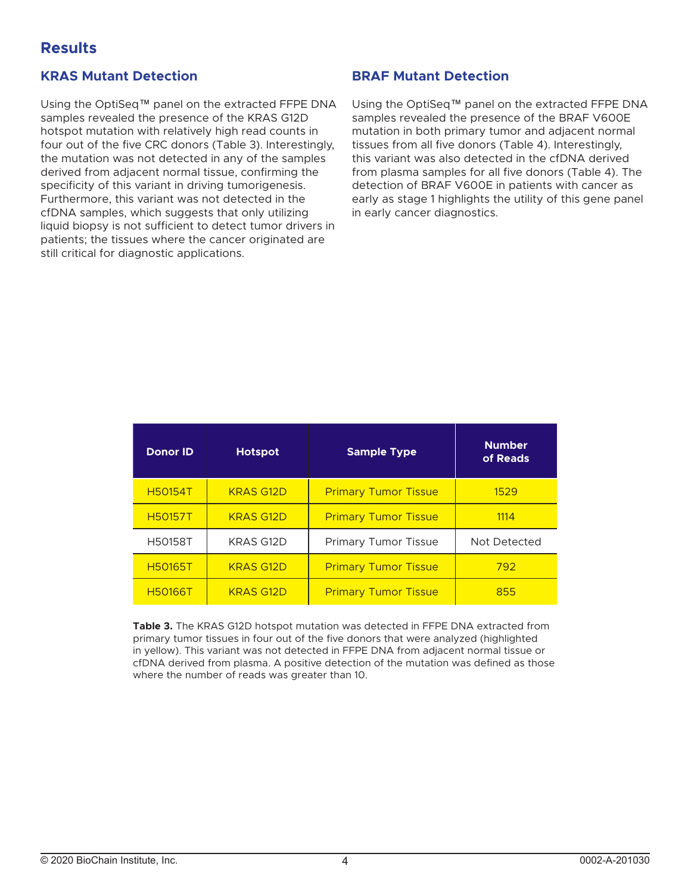## Results

### KRAS Mutant Detection

Using the OptiSeq™ panel on the extracted FFPE DNA samples revealed the presence of the KRAS G12D hotspot mutation with relatively high read counts in four out of the five CRC donors (Table 3). Interestingly, the mutation was not detected in any of the samples derived from adjacent normal tissue, confirming the specificity of this variant in driving tumorigenesis. Furthermore, this variant was not detected in the cfDNA samples, which suggests that only utilizing liquid biopsy is not sufficient to detect tumor drivers in patients; the tissues where the cancer originated are still critical for diagnostic applications.

### BRAF Mutant Detection

Using the OptiSeq™ panel on the extracted FFPE DNA samples revealed the presence of the BRAF V600E mutation in both primary tumor and adjacent normal tissues from all five donors (Table 4). Interestingly, this variant was also detected in the cfDNA derived from plasma samples for all five donors (Table 4). The detection of BRAF V600E in patients with cancer as early as stage 1 highlights the utility of this gene panel in early cancer diagnostics.

| Donor ID | Hotspot | Sample Type | Number of Reads |
|---|---|---|---|
| H50154T | KRAS G12D | Primary Tumor Tissue | 1529 |
| H50157T | KRAS G12D | Primary Tumor Tissue | 1114 |
| H50158T | KRAS G12D | Primary Tumor Tissue | Not Detected |
| H50165T | KRAS G12D | Primary Tumor Tissue | 792 |
| H50166T | KRAS G12D | Primary Tumor Tissue | 855 |

**Table 3.** The KRAS G12D hotspot mutation was detected in FFPE DNA extracted from primary tumor tissues in four out of the five donors that were analyzed (highlighted in yellow). This variant was not detected in FFPE DNA from adjacent normal tissue or cfDNA derived from plasma. A positive detection of the mutation was defined as those where the number of reads was greater than 10.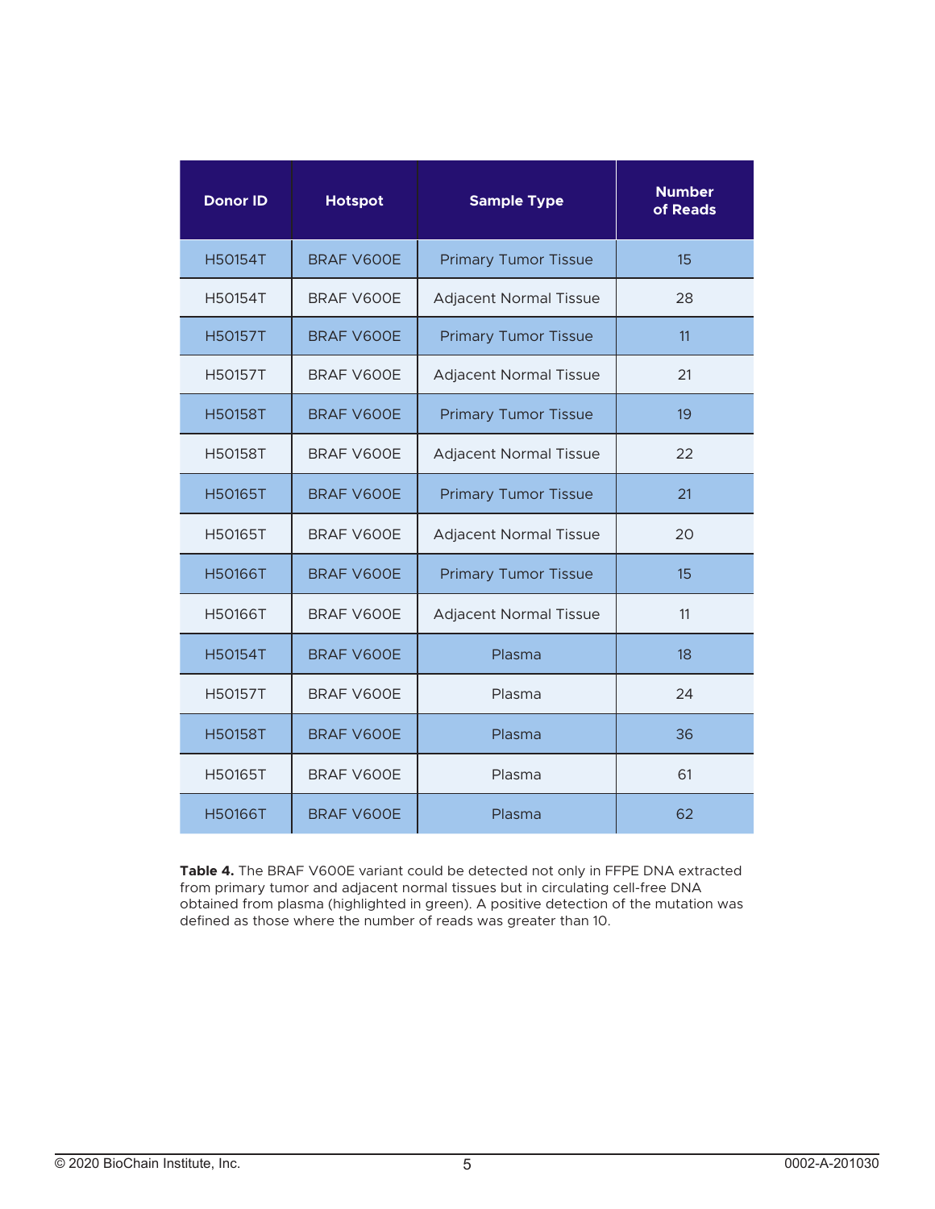| Donor ID | Hotspot | Sample Type | Number of Reads |
| --- | --- | --- | --- |
| H50154T | BRAF V600E | Primary Tumor Tissue | 15 |
| H50154T | BRAF V600E | Adjacent Normal Tissue | 28 |
| H50157T | BRAF V600E | Primary Tumor Tissue | 11 |
| H50157T | BRAF V600E | Adjacent Normal Tissue | 21 |
| H50158T | BRAF V600E | Primary Tumor Tissue | 19 |
| H50158T | BRAF V600E | Adjacent Normal Tissue | 22 |
| H50165T | BRAF V600E | Primary Tumor Tissue | 21 |
| H50165T | BRAF V600E | Adjacent Normal Tissue | 20 |
| H50166T | BRAF V600E | Primary Tumor Tissue | 15 |
| H50166T | BRAF V600E | Adjacent Normal Tissue | 11 |
| H50154T | BRAF V600E | Plasma | 18 |
| H50157T | BRAF V600E | Plasma | 24 |
| H50158T | BRAF V600E | Plasma | 36 |
| H50165T | BRAF V600E | Plasma | 61 |
| H50166T | BRAF V600E | Plasma | 62 |

**Table 4.** The BRAF V600E variant could be detected not only in FFPE DNA extracted from primary tumor and adjacent normal tissues but in circulating cell-free DNA obtained from plasma (highlighted in green). A positive detection of the mutation was defined as those where the number of reads was greater than 10.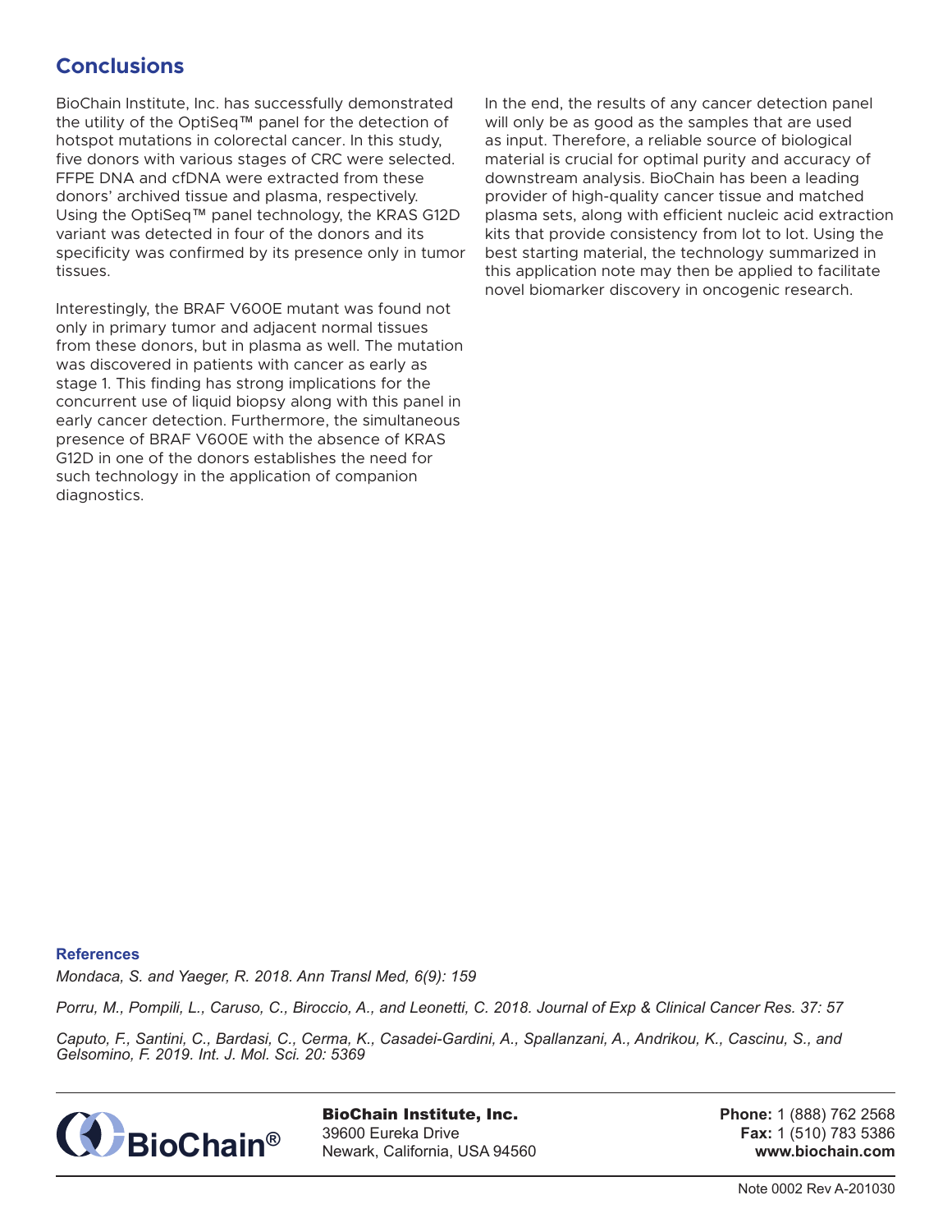## Conclusions

BioChain Institute, Inc. has successfully demonstrated the utility of the OptiSeq™ panel for the detection of hotspot mutations in colorectal cancer. In this study, five donors with various stages of CRC were selected. FFPE DNA and cfDNA were extracted from these donors' archived tissue and plasma, respectively. Using the OptiSeq™ panel technology, the KRAS G12D variant was detected in four of the donors and its specificity was confirmed by its presence only in tumor tissues.

Interestingly, the BRAF V600E mutant was found not only in primary tumor and adjacent normal tissues from these donors, but in plasma as well. The mutation was discovered in patients with cancer as early as stage 1. This finding has strong implications for the concurrent use of liquid biopsy along with this panel in early cancer detection. Furthermore, the simultaneous presence of BRAF V600E with the absence of KRAS G12D in one of the donors establishes the need for such technology in the application of companion diagnostics.

In the end, the results of any cancer detection panel will only be as good as the samples that are used as input. Therefore, a reliable source of biological material is crucial for optimal purity and accuracy of downstream analysis. BioChain has been a leading provider of high-quality cancer tissue and matched plasma sets, along with efficient nucleic acid extraction kits that provide consistency from lot to lot. Using the best starting material, the technology summarized in this application note may then be applied to facilitate novel biomarker discovery in oncogenic research.

### References

*Mondaca, S. and Yaeger, R. 2018. Ann Transl Med, 6(9): 159*

*Porru, M., Pompili, L., Caruso, C., Biroccio, A., and Leonetti, C. 2018. Journal of Exp & Clinical Cancer Res. 37: 57*

*Caputo, F., Santini, C., Bardasi, C., Cerma, K., Casadei-Gardini, A., Spallanzani, A., Andrikou, K., Cascinu, S., and Gelsomino, F. 2019. Int. J. Mol. Sci. 20: 5369*

BioChain®

**BioChain Institute, Inc.**
39600 Eureka Drive
Newark, California, USA 94560

**Phone:** 1 (888) 762 2568
**Fax:** 1 (510) 783 5386
**www.biochain.com**

Note 0002 Rev A-201030